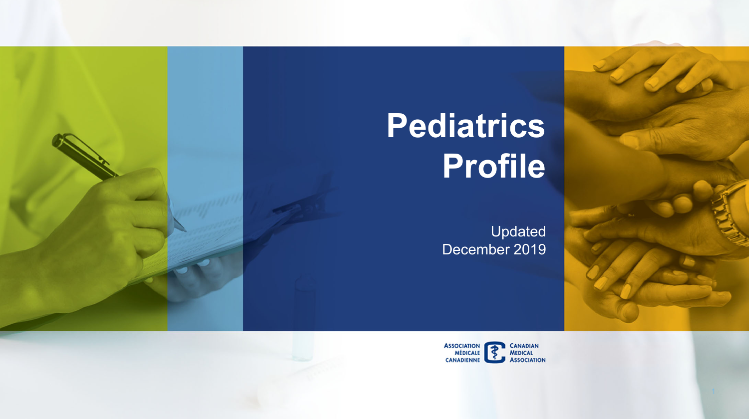# Pediatrics Profile

Updated
December 2019

ASSOCIATION MÉDICALE CANADIENNE

CANADIAN MEDICAL ASSOCIATION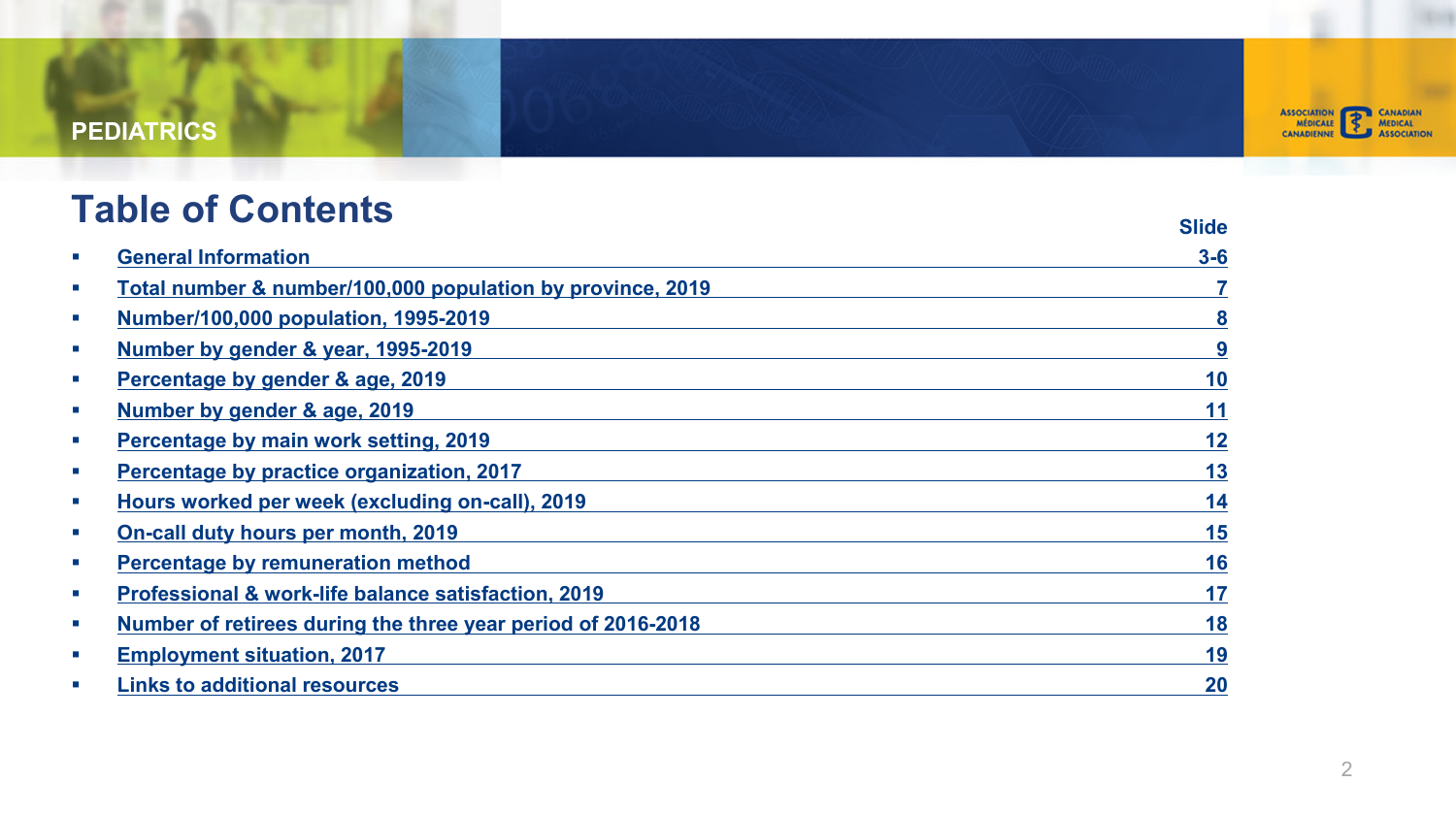PEDIATRICS

# Table of Contents

| | Slide |
|---|---|
| General Information | 3-6 |
| Total number & number/100,000 population by province, 2019 | 7 |
| Number/100,000 population, 1995-2019 | 8 |
| Number by gender & year, 1995-2019 | 9 |
| Percentage by gender & age, 2019 | 10 |
| Number by gender & age, 2019 | 11 |
| Percentage by main work setting, 2019 | 12 |
| Percentage by practice organization, 2017 | 13 |
| Hours worked per week (excluding on-call), 2019 | 14 |
| On-call duty hours per month, 2019 | 15 |
| Percentage by remuneration method | 16 |
| Professional & work-life balance satisfaction, 2019 | 17 |
| Number of retirees during the three year period of 2016-2018 | 18 |
| Employment situation, 2017 | 19 |
| Links to additional resources | 20 |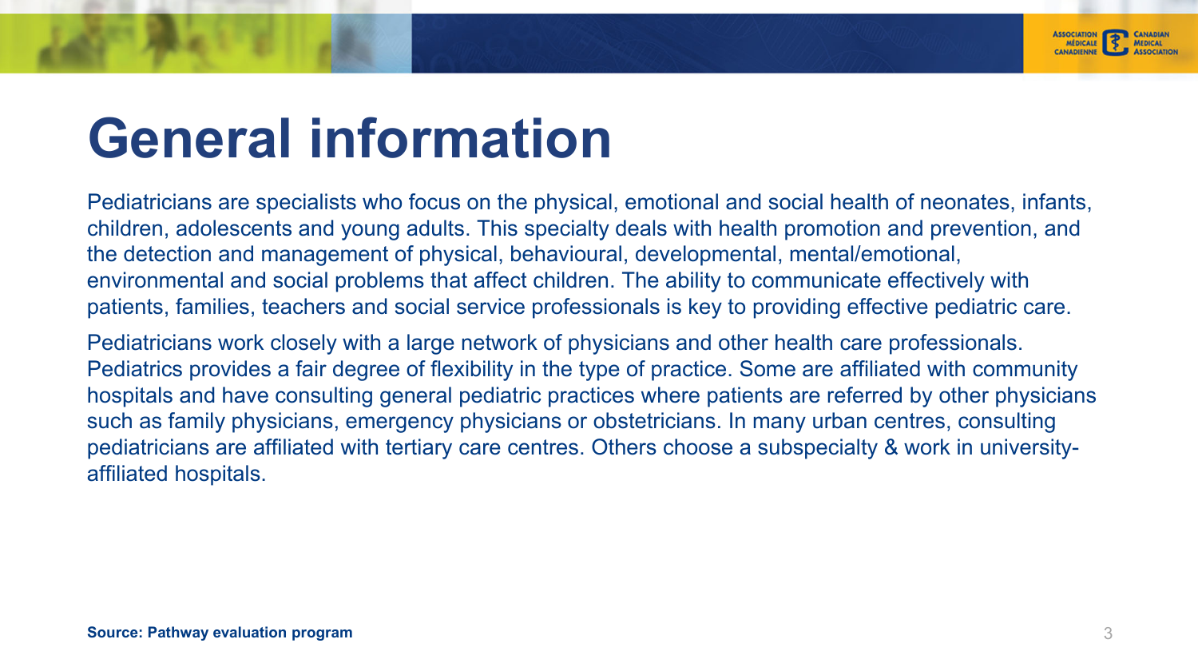# General information

Pediatricians are specialists who focus on the physical, emotional and social health of neonates, infants, children, adolescents and young adults. This specialty deals with health promotion and prevention, and the detection and management of physical, behavioural, developmental, mental/emotional, environmental and social problems that affect children. The ability to communicate effectively with patients, families, teachers and social service professionals is key to providing effective pediatric care.

Pediatricians work closely with a large network of physicians and other health care professionals. Pediatrics provides a fair degree of flexibility in the type of practice. Some are affiliated with community hospitals and have consulting general pediatric practices where patients are referred by other physicians such as family physicians, emergency physicians or obstetricians. In many urban centres, consulting pediatricians are affiliated with tertiary care centres. Others choose a subspecialty & work in university-affiliated hospitals.

**Source: Pathway evaluation program**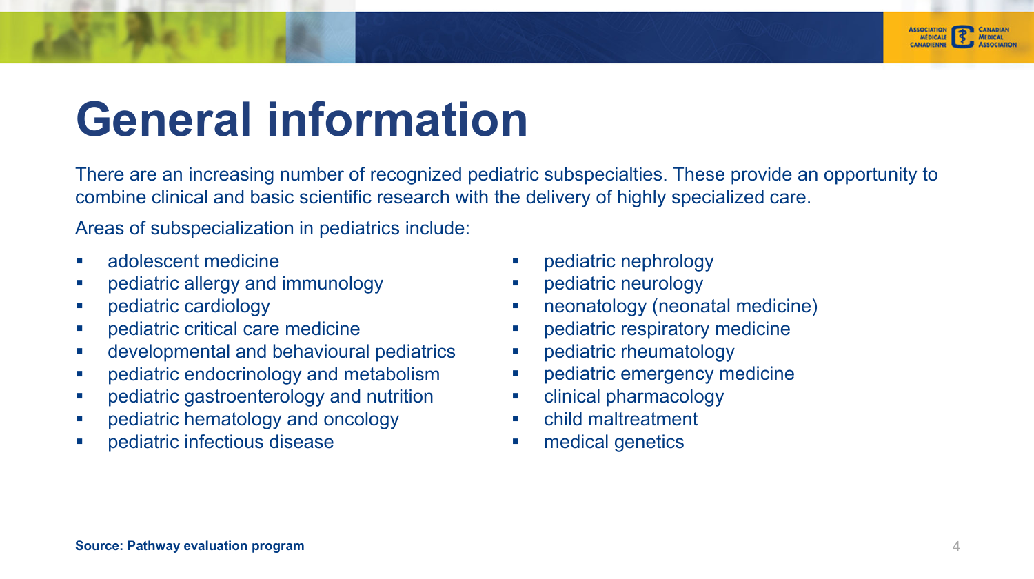# General information

There are an increasing number of recognized pediatric subspecialties. These provide an opportunity to combine clinical and basic scientific research with the delivery of highly specialized care.

Areas of subspecialization in pediatrics include:

- adolescent medicine
- pediatric allergy and immunology
- pediatric cardiology
- pediatric critical care medicine
- developmental and behavioural pediatrics
- pediatric endocrinology and metabolism
- pediatric gastroenterology and nutrition
- pediatric hematology and oncology
- pediatric infectious disease
- pediatric nephrology
- pediatric neurology
- neonatology (neonatal medicine)
- pediatric respiratory medicine
- pediatric rheumatology
- pediatric emergency medicine
- clinical pharmacology
- child maltreatment
- medical genetics

**Source: Pathway evaluation program**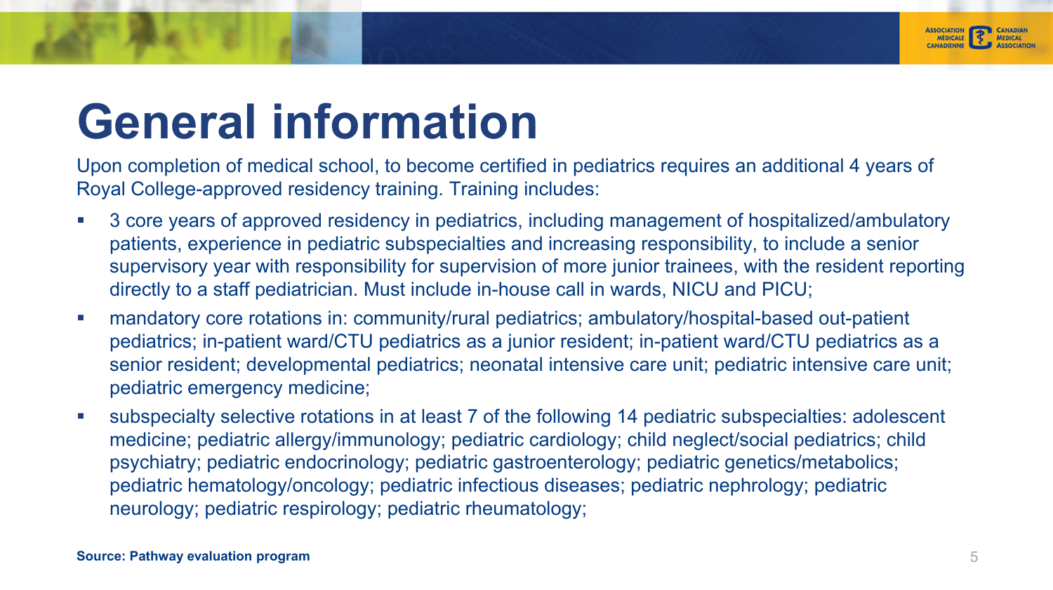# General information

Upon completion of medical school, to become certified in pediatrics requires an additional 4 years of Royal College-approved residency training. Training includes:

- 3 core years of approved residency in pediatrics, including management of hospitalized/ambulatory patients, experience in pediatric subspecialties and increasing responsibility, to include a senior supervisory year with responsibility for supervision of more junior trainees, with the resident reporting directly to a staff pediatrician. Must include in-house call in wards, NICU and PICU;
- mandatory core rotations in: community/rural pediatrics; ambulatory/hospital-based out-patient pediatrics; in-patient ward/CTU pediatrics as a junior resident; in-patient ward/CTU pediatrics as a senior resident; developmental pediatrics; neonatal intensive care unit; pediatric intensive care unit; pediatric emergency medicine;
- subspecialty selective rotations in at least 7 of the following 14 pediatric subspecialties: adolescent medicine; pediatric allergy/immunology; pediatric cardiology; child neglect/social pediatrics; child psychiatry; pediatric endocrinology; pediatric gastroenterology; pediatric genetics/metabolics; pediatric hematology/oncology; pediatric infectious diseases; pediatric nephrology; pediatric neurology; pediatric respirology; pediatric rheumatology;

**Source: Pathway evaluation program**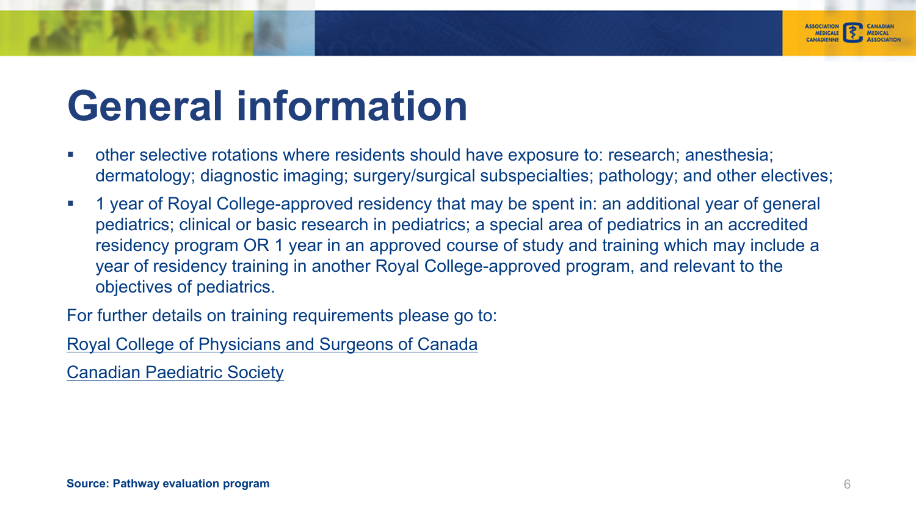# General information

- other selective rotations where residents should have exposure to: research; anesthesia; dermatology; diagnostic imaging; surgery/surgical subspecialties; pathology; and other electives;
- 1 year of Royal College-approved residency that may be spent in: an additional year of general pediatrics; clinical or basic research in pediatrics; a special area of pediatrics in an accredited residency program OR 1 year in an approved course of study and training which may include a year of residency training in another Royal College-approved program, and relevant to the objectives of pediatrics.

For further details on training requirements please go to:

Royal College of Physicians and Surgeons of Canada

Canadian Paediatric Society

**Source: Pathway evaluation program**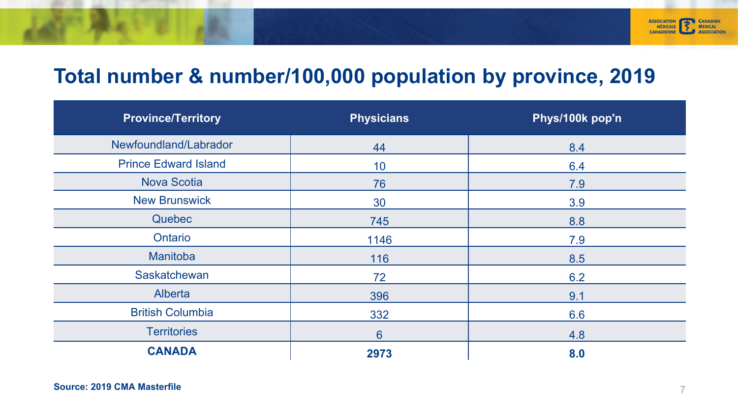# Total number & number/100,000 population by province, 2019

| Province/Territory | Physicians | Phys/100k pop'n |
|---|---|---|
| Newfoundland/Labrador | 44 | 8.4 |
| Prince Edward Island | 10 | 6.4 |
| Nova Scotia | 76 | 7.9 |
| New Brunswick | 30 | 3.9 |
| Quebec | 745 | 8.8 |
| Ontario | 1146 | 7.9 |
| Manitoba | 116 | 8.5 |
| Saskatchewan | 72 | 6.2 |
| Alberta | 396 | 9.1 |
| British Columbia | 332 | 6.6 |
| Territories | 6 | 4.8 |
| **CANADA** | **2973** | **8.0** |

**Source: 2019 CMA Masterfile**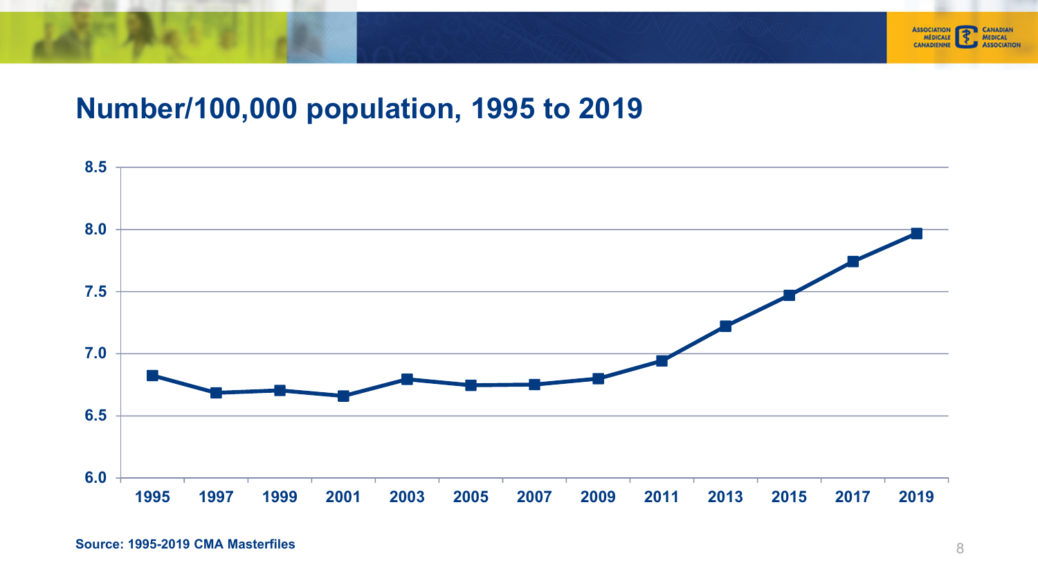## Number/100,000 population, 1995 to 2019

Source: 1995-2019 CMA Masterfiles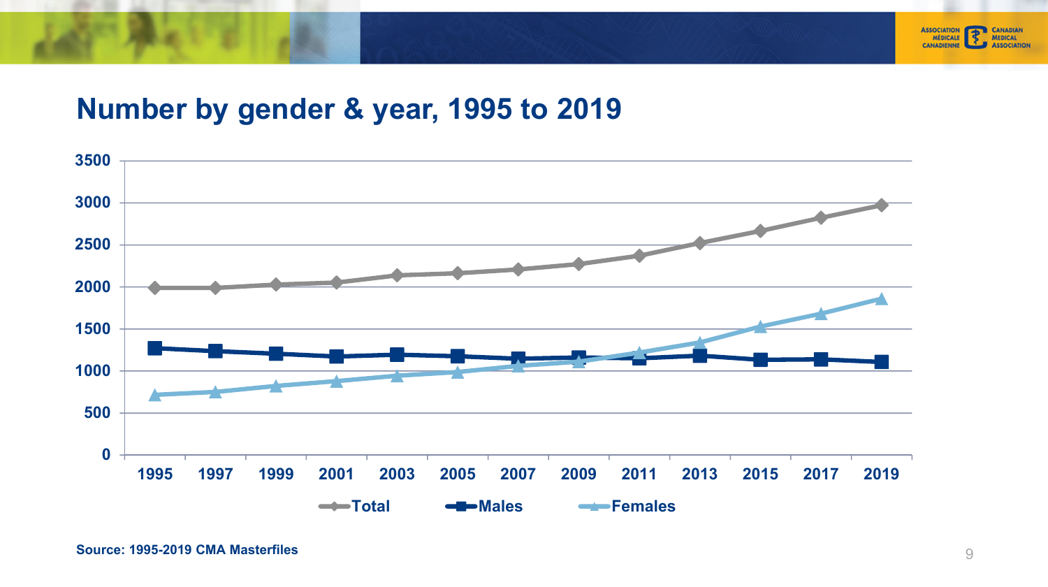## Number by gender & year, 1995 to 2019

| Year | Total | Males | Females |
|---|---|---|---|
| 1995 | | | |
| 1997 | | | |
| 1999 | | | |
| 2001 | | | |
| 2003 | | | |
| 2005 | | | |
| 2007 | | | |
| 2009 | | | |
| 2011 | | | |
| 2013 | | | |
| 2015 | | | |
| 2017 | | | |
| 2019 | | | |

Y-axis: 0, 500, 1000, 1500, 2000, 2500, 3000, 3500

Legend: Total, Males, Females

**Source: 1995-2019 CMA Masterfiles**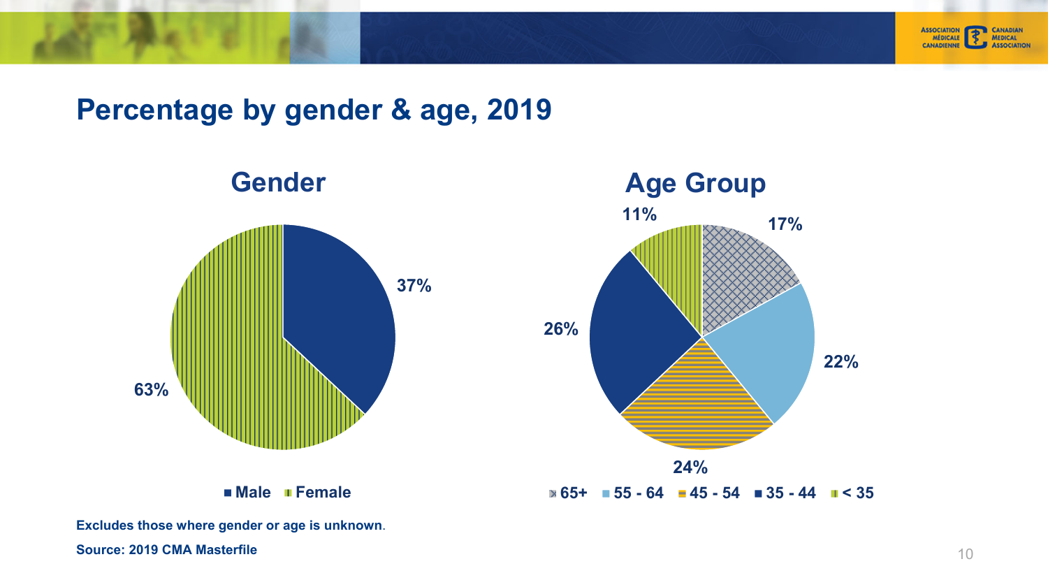# Percentage by gender & age, 2019

## Gender

| Gender | Percentage |
|---|---|
| Male | 37% |
| Female | 63% |

## Age Group

| Age Group | Percentage |
|---|---|
| 65+ | 17% |
| 55 - 64 | 22% |
| 45 - 54 | 24% |
| 35 - 44 | 26% |
| < 35 | 11% |

**Excludes those where gender or age is unknown.**

**Source: 2019 CMA Masterfile**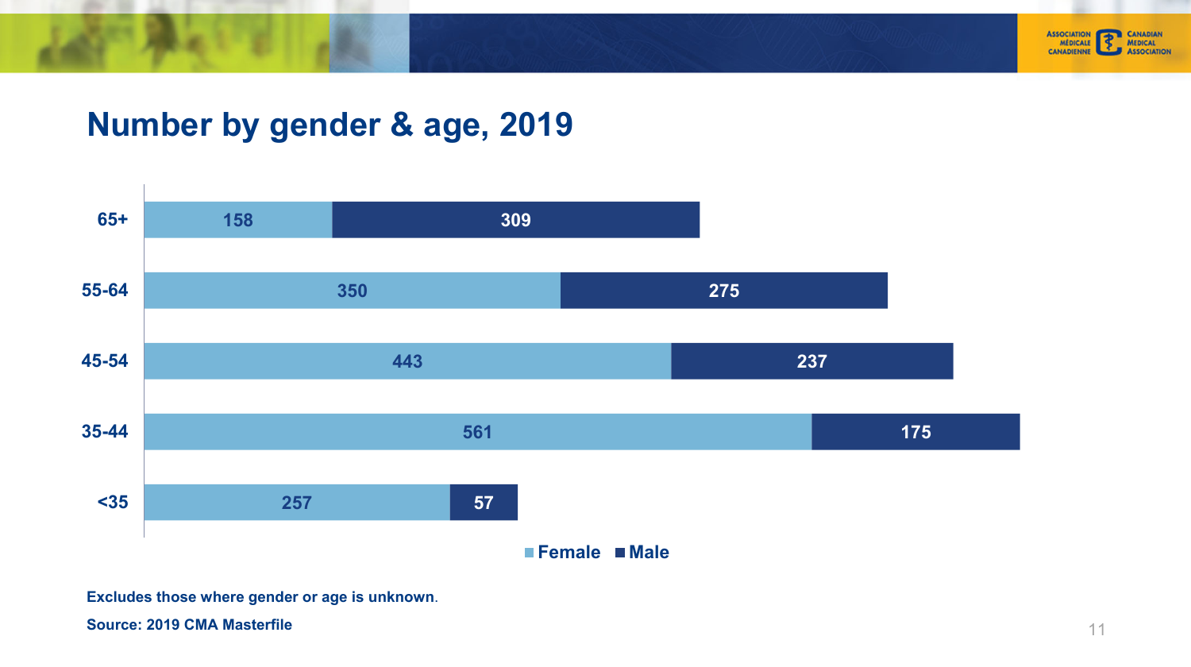## Number by gender & age, 2019

| Age | Female | Male |
|---|---|---|
| 65+ | 158 | 309 |
| 55-64 | 350 | 275 |
| 45-54 | 443 | 237 |
| 35-44 | 561 | 175 |
| <35 | 257 | 57 |

**Excludes those where gender or age is unknown.**

**Source: 2019 CMA Masterfile**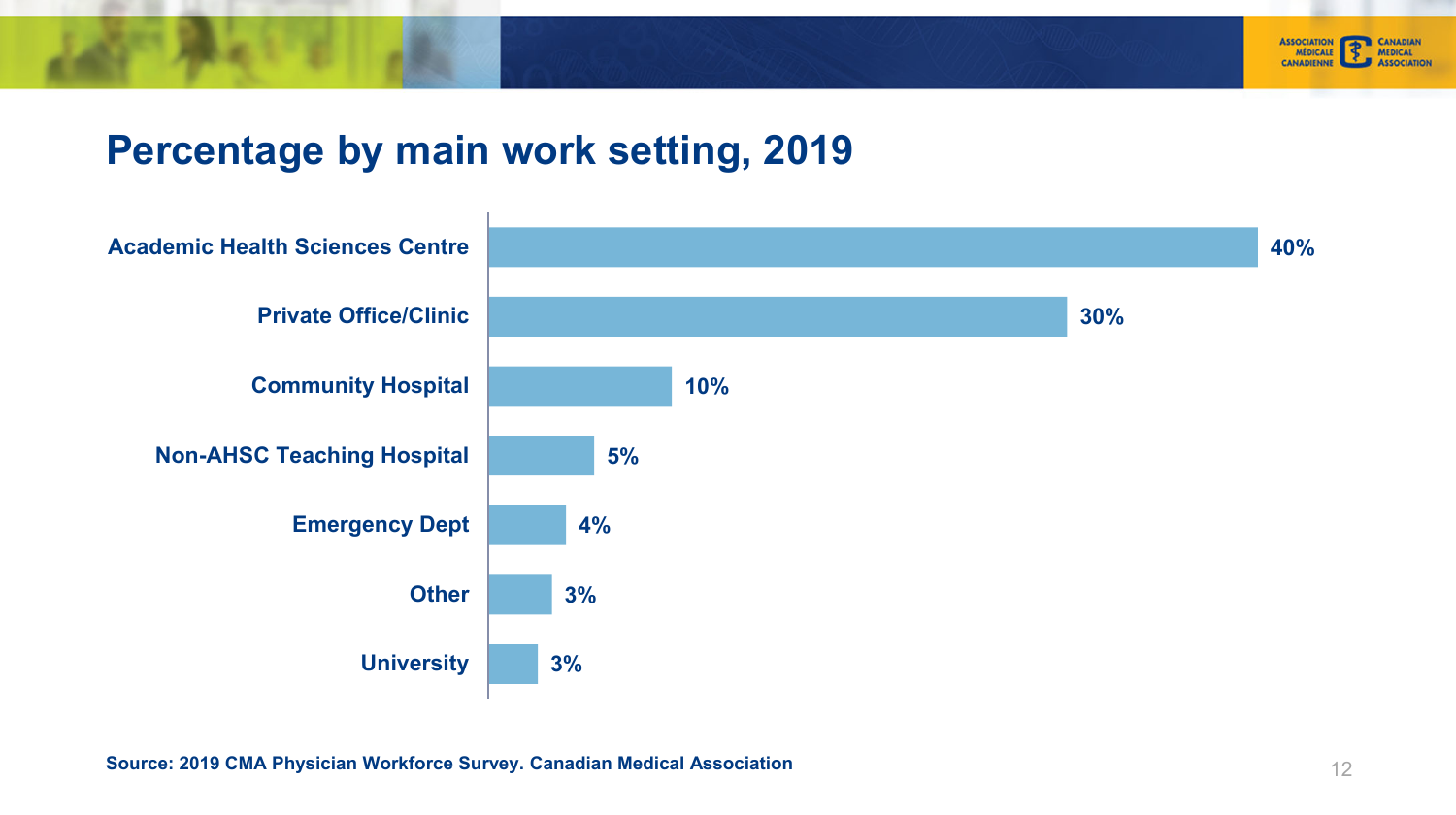# Percentage by main work setting, 2019

| Main work setting | Percentage |
| --- | --- |
| Academic Health Sciences Centre | 40% |
| Private Office/Clinic | 30% |
| Community Hospital | 10% |
| Non-AHSC Teaching Hospital | 5% |
| Emergency Dept | 4% |
| Other | 3% |
| University | 3% |

**Source: 2019 CMA Physician Workforce Survey. Canadian Medical Association**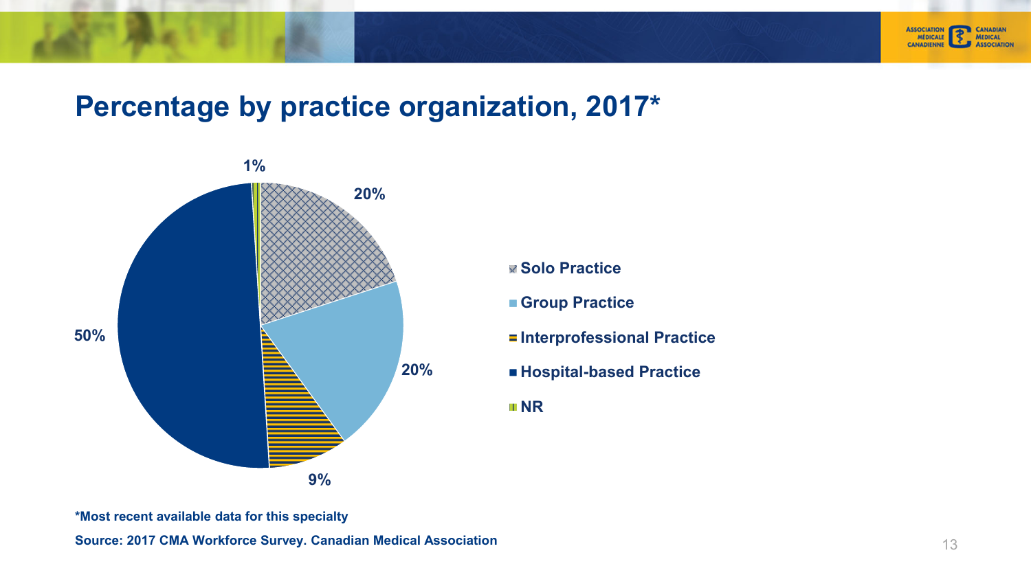# Percentage by practice organization, 2017*

| Practice organization | Percentage |
|---|---|
| Solo Practice | 20% |
| Group Practice | 20% |
| Interprofessional Practice | 9% |
| Hospital-based Practice | 50% |
| NR | 1% |

**\*Most recent available data for this specialty**

**Source: 2017 CMA Workforce Survey. Canadian Medical Association**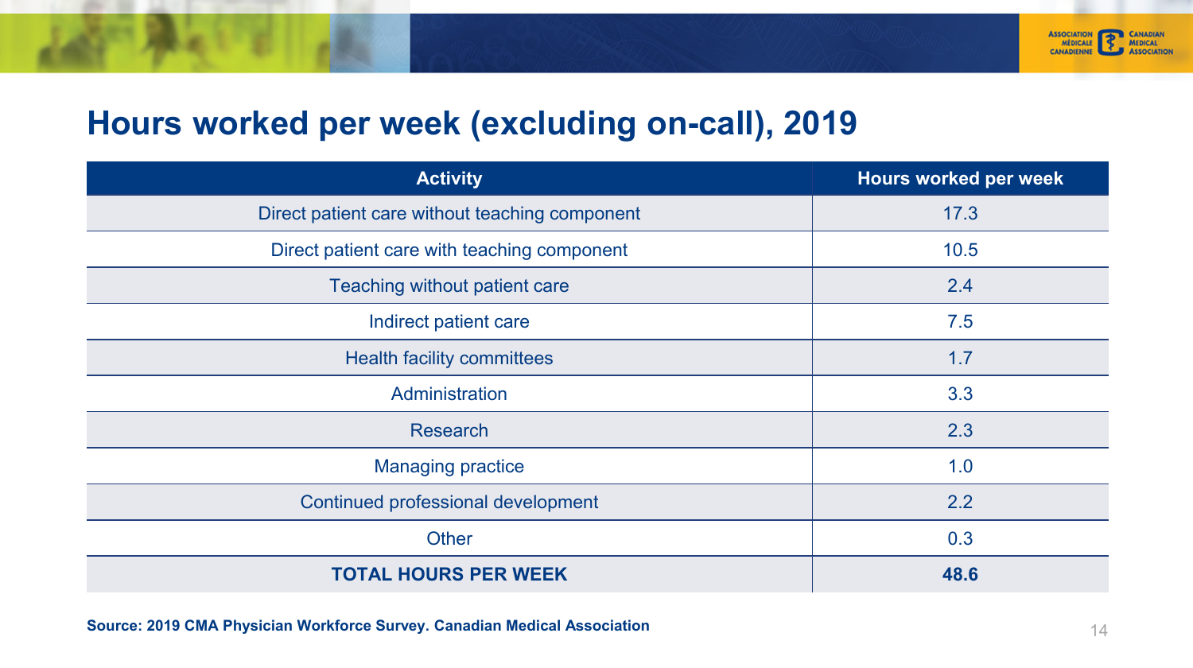# Hours worked per week (excluding on-call), 2019

| Activity | Hours worked per week |
|---|---|
| Direct patient care without teaching component | 17.3 |
| Direct patient care with teaching component | 10.5 |
| Teaching without patient care | 2.4 |
| Indirect patient care | 7.5 |
| Health facility committees | 1.7 |
| Administration | 3.3 |
| Research | 2.3 |
| Managing practice | 1.0 |
| Continued professional development | 2.2 |
| Other | 0.3 |
| **TOTAL HOURS PER WEEK** | **48.6** |

**Source: 2019 CMA Physician Workforce Survey. Canadian Medical Association**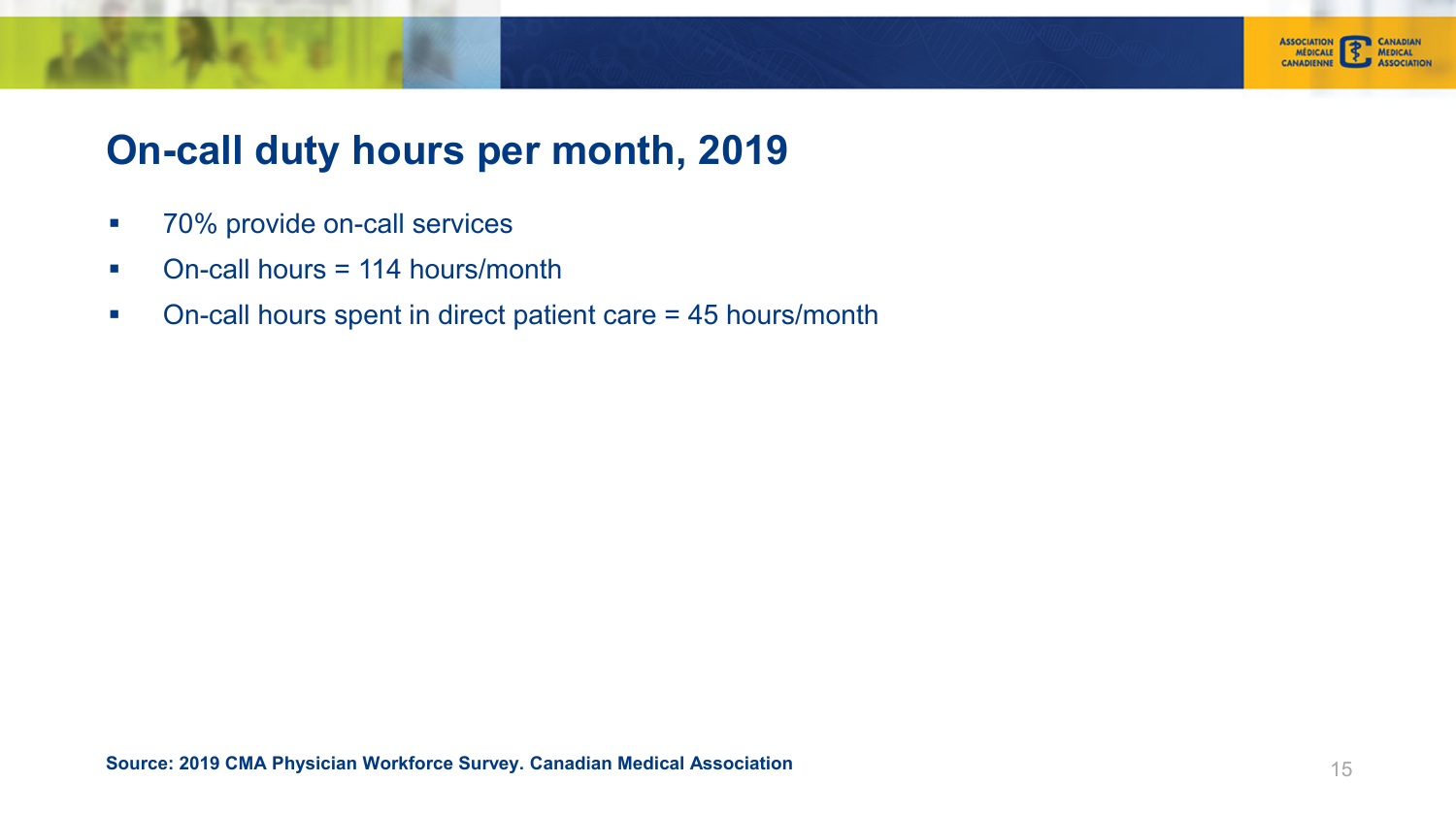## On-call duty hours per month, 2019

- 70% provide on-call services
- On-call hours = 114 hours/month
- On-call hours spent in direct patient care = 45 hours/month

**Source: 2019 CMA Physician Workforce Survey. Canadian Medical Association**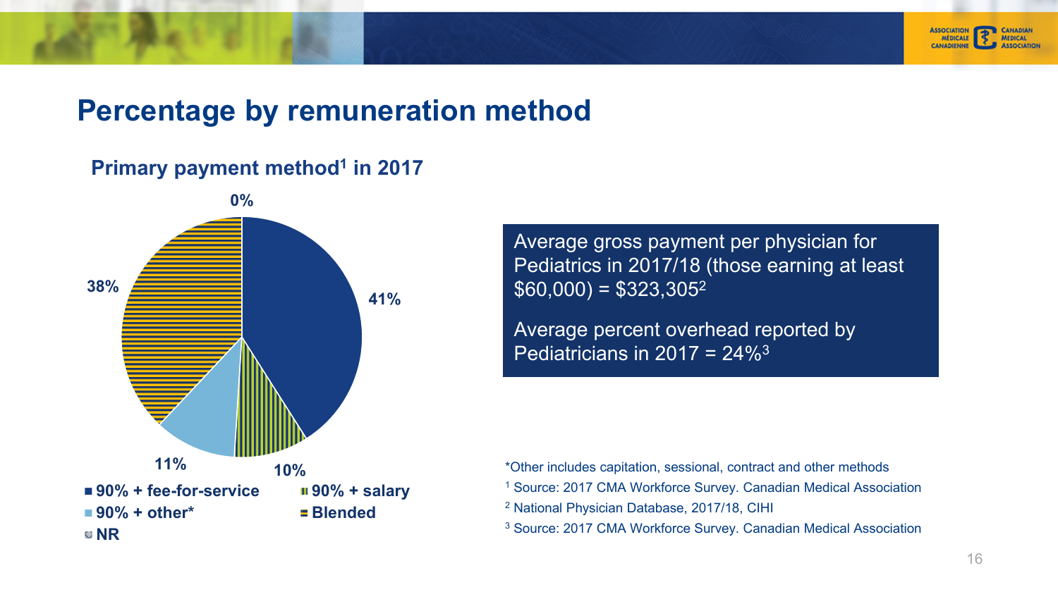# Percentage by remuneration method

## Primary payment method[1] in 2017

| Payment method | Percentage |
| --- | --- |
| 90% + fee-for-service | 41% |
| 90% + salary | 10% |
| 90% + other* | 11% |
| Blended | 38% |
| NR | 0% |

Average gross payment per physician for Pediatrics in 2017/18 (those earning at least $60,000) = $323,305[2]

Average percent overhead reported by Pediatricians in 2017 = 24%[3]

*Other includes capitation, sessional, contract and other methods

[1] Source: 2017 CMA Workforce Survey. Canadian Medical Association

[2] National Physician Database, 2017/18, CIHI

[3] Source: 2017 CMA Workforce Survey. Canadian Medical Association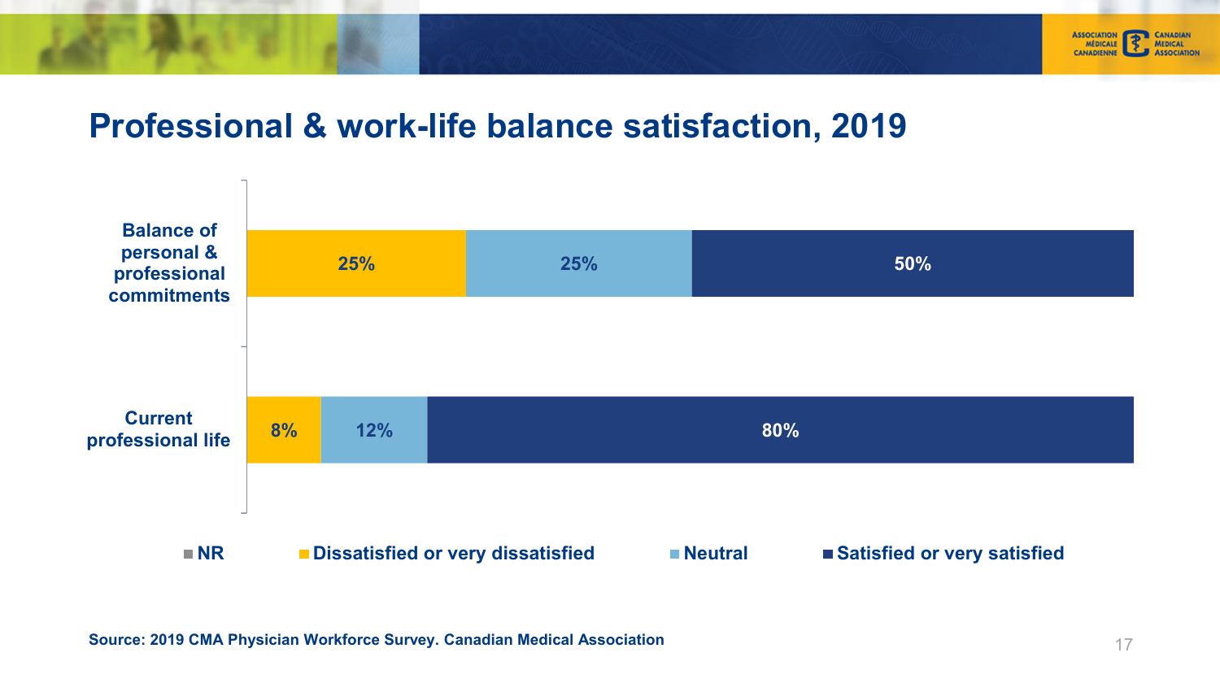# Professional & work-life balance satisfaction, 2019

| | NR | Dissatisfied or very dissatisfied | Neutral | Satisfied or very satisfied |
|---|---|---|---|---|
| Balance of personal & professional commitments | | 25% | 25% | 50% |
| Current professional life | | 8% | 12% | 80% |

**Source: 2019 CMA Physician Workforce Survey. Canadian Medical Association**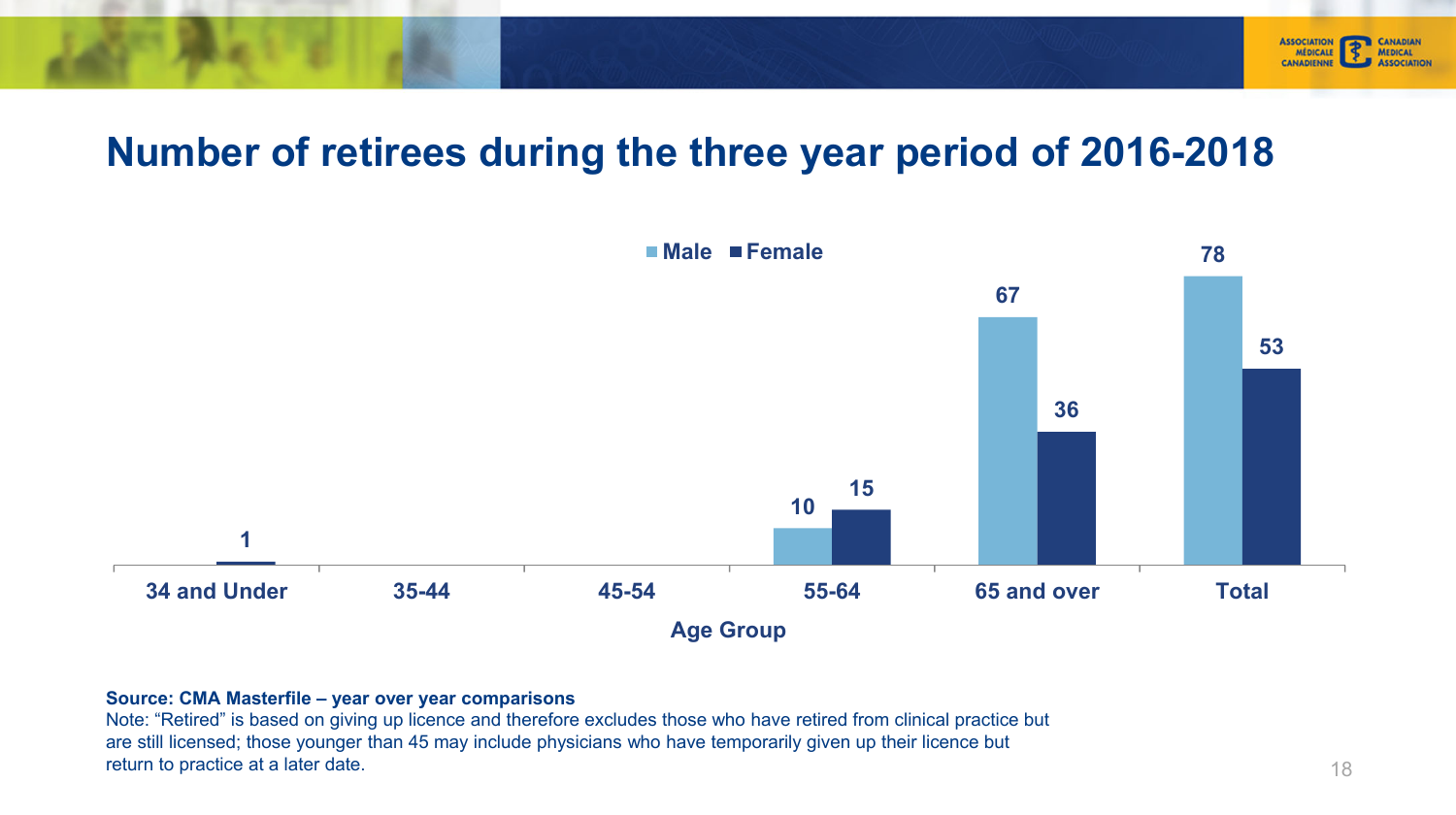# Number of retirees during the three year period of 2016-2018

| Age Group | Male | Female |
|---|---|---|
| 34 and Under | | 1 |
| 35-44 | | |
| 45-54 | | |
| 55-64 | 10 | 15 |
| 65 and over | 67 | 36 |
| Total | 78 | 53 |

**Source: CMA Masterfile – year over year comparisons**

Note: "Retired" is based on giving up licence and therefore excludes those who have retired from clinical practice but are still licensed; those younger than 45 may include physicians who have temporarily given up their licence but return to practice at a later date.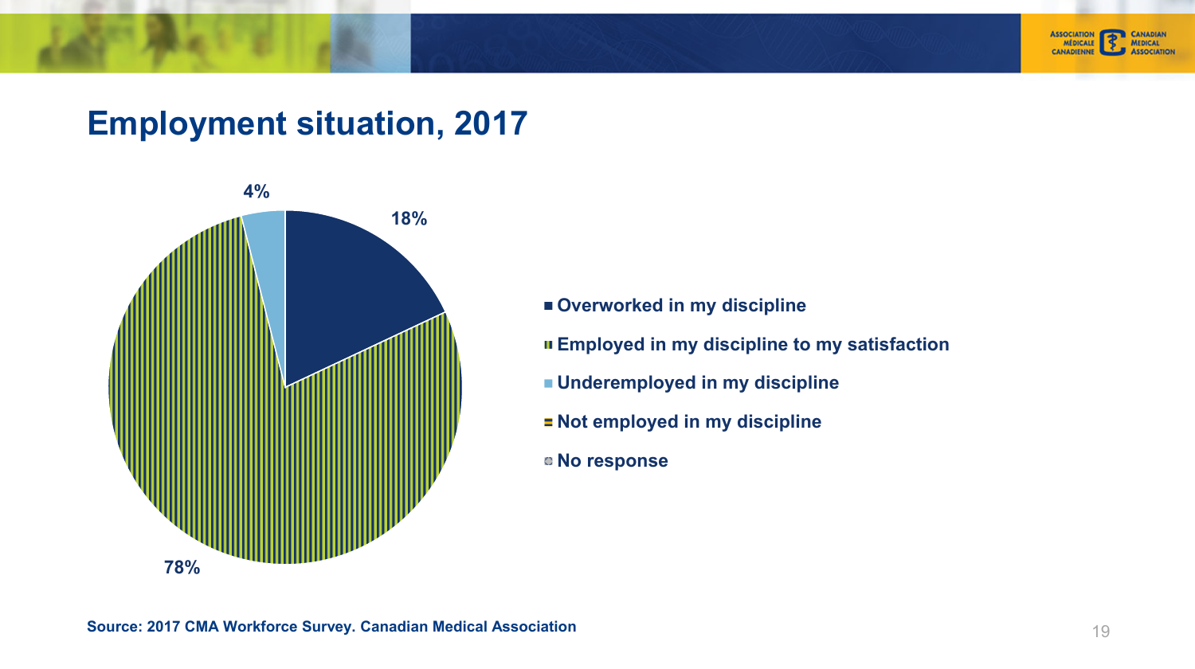# Employment situation, 2017

4%

18%

78%

- Overworked in my discipline
- Employed in my discipline to my satisfaction
- Underemployed in my discipline
- Not employed in my discipline
- No response

**Source: 2017 CMA Workforce Survey. Canadian Medical Association**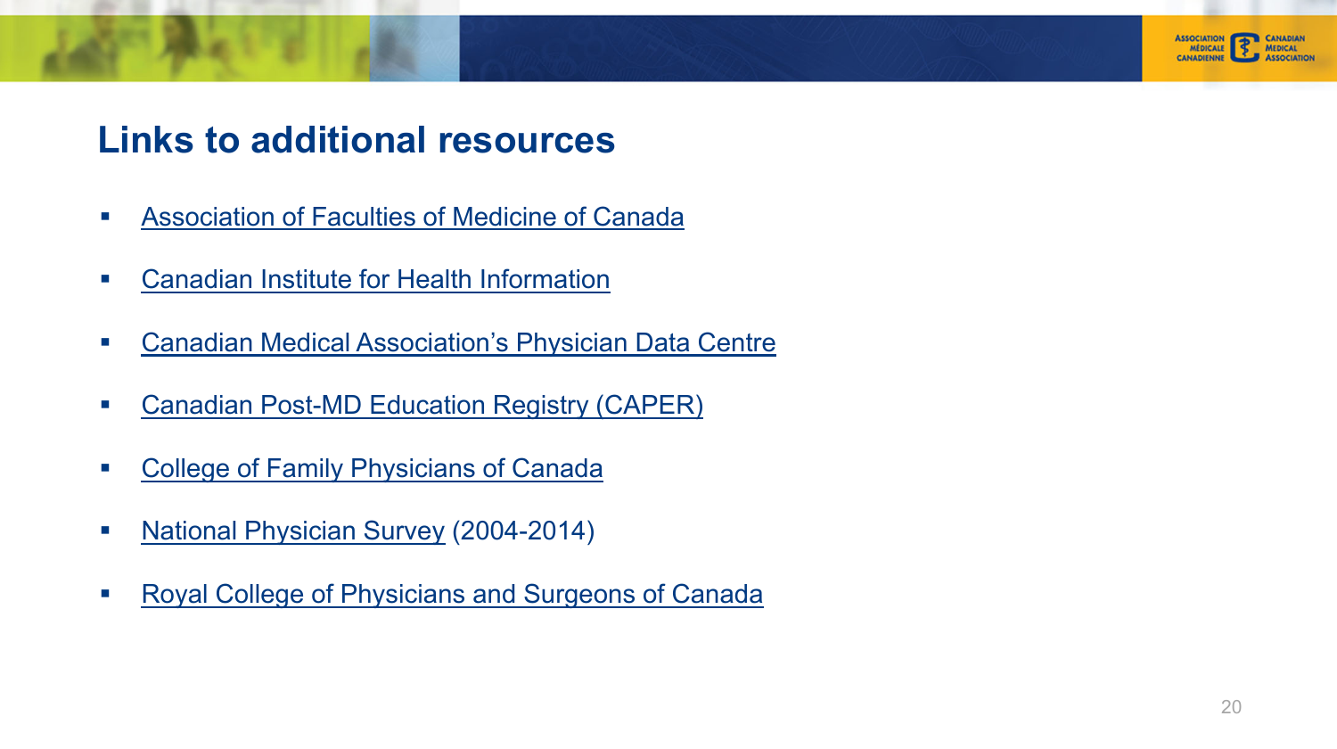## Links to additional resources

- Association of Faculties of Medicine of Canada
- Canadian Institute for Health Information
- Canadian Medical Association's Physician Data Centre
- Canadian Post-MD Education Registry (CAPER)
- College of Family Physicians of Canada
- National Physician Survey (2004-2014)
- Royal College of Physicians and Surgeons of Canada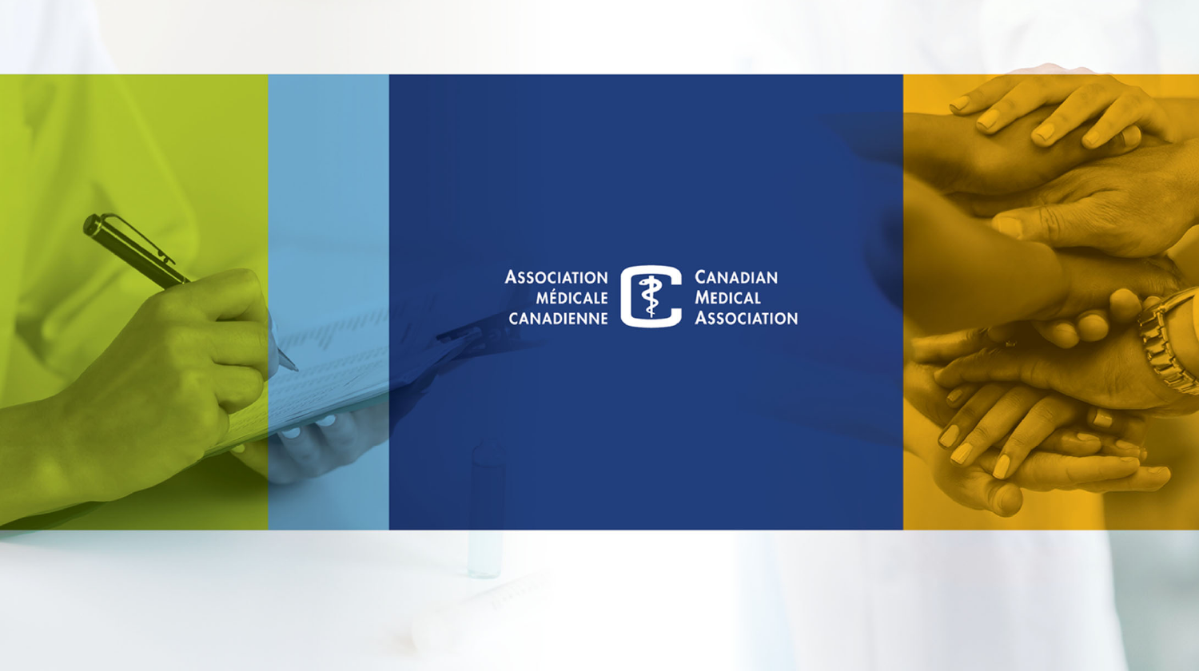Association médicale canadienne

Canadian Medical Association